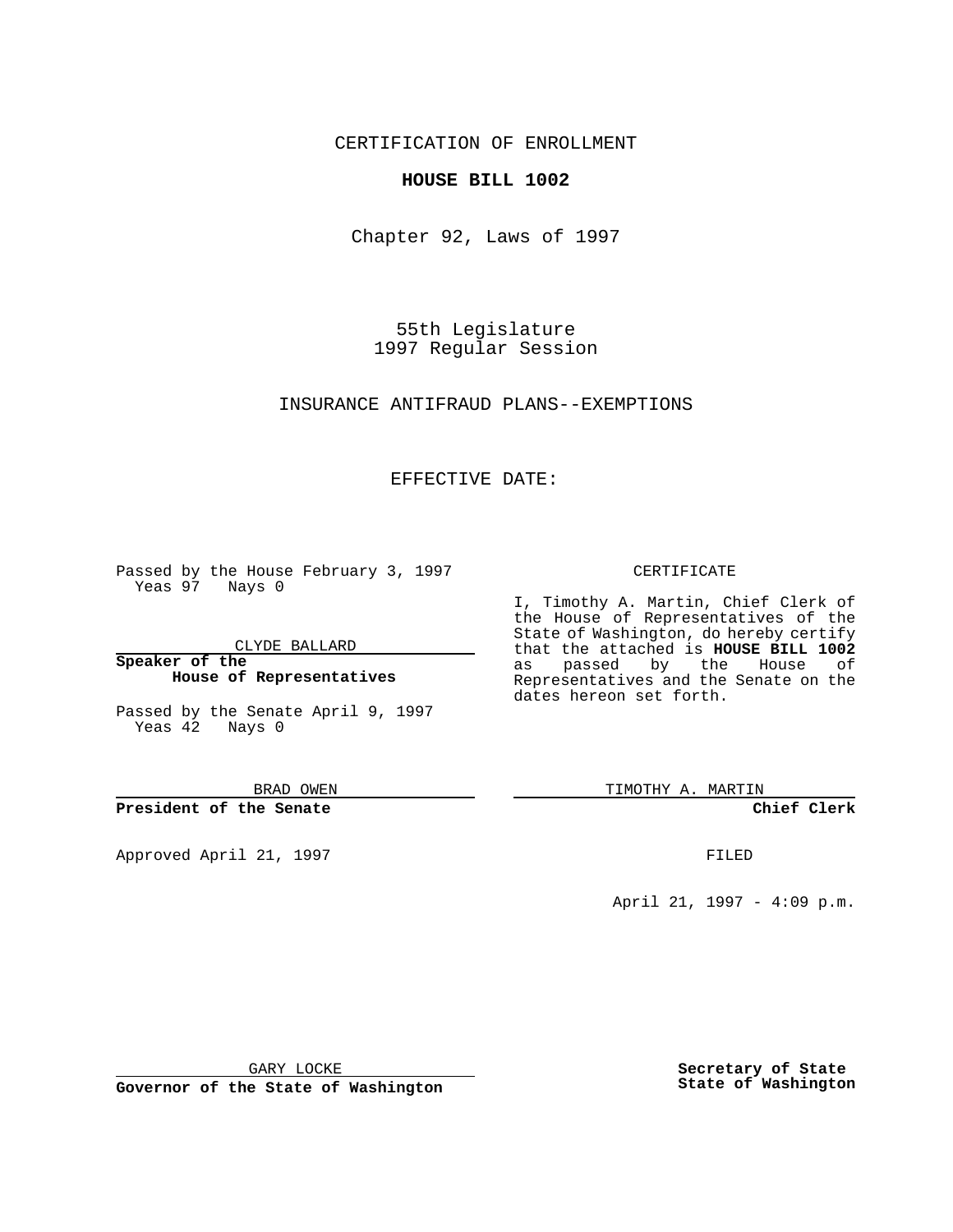CERTIFICATION OF ENROLLMENT

**HOUSE BILL 1002**

Chapter 92, Laws of 1997

55th Legislature
1997 Regular Session

INSURANCE ANTIFRAUD PLANS--EXEMPTIONS

EFFECTIVE DATE:

Passed by the House February 3, 1997
Yeas 97 Nays 0

CLYDE BALLARD

**Speaker of the House of Representatives**

Passed by the Senate April 9, 1997
Yeas 42 Nays 0

BRAD OWEN

**President of the Senate**

Approved April 21, 1997

GARY LOCKE

**Governor of the State of Washington**

CERTIFICATE

I, Timothy A. Martin, Chief Clerk of the House of Representatives of the State of Washington, do hereby certify that the attached is **HOUSE BILL 1002** as passed by the House of Representatives and the Senate on the dates hereon set forth.

TIMOTHY A. MARTIN

**Chief Clerk**

FILED

April 21, 1997 - 4:09 p.m.

**Secretary of State**
**State of Washington**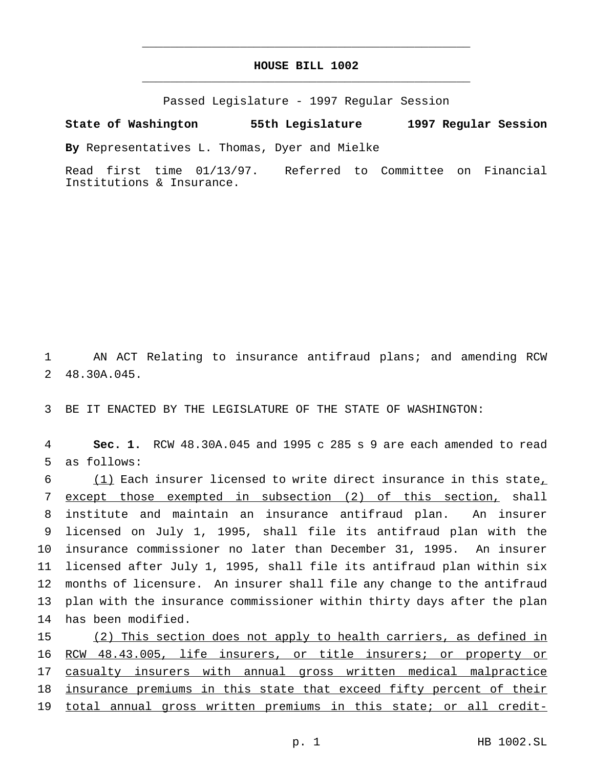# HOUSE BILL 1002

Passed Legislature - 1997 Regular Session

**State of Washington 55th Legislature 1997 Regular Session**

**By** Representatives L. Thomas, Dyer and Mielke

Read first time 01/13/97. Referred to Committee on Financial Institutions & Insurance.

AN ACT Relating to insurance antifraud plans; and amending RCW 48.30A.045.

BE IT ENACTED BY THE LEGISLATURE OF THE STATE OF WASHINGTON:

**Sec. 1.** RCW 48.30A.045 and 1995 c 285 s 9 are each amended to read as follows:

(1) Each insurer licensed to write direct insurance in this state, except those exempted in subsection (2) of this section, shall institute and maintain an insurance antifraud plan. An insurer licensed on July 1, 1995, shall file its antifraud plan with the insurance commissioner no later than December 31, 1995. An insurer licensed after July 1, 1995, shall file its antifraud plan within six months of licensure. An insurer shall file any change to the antifraud plan with the insurance commissioner within thirty days after the plan has been modified.

(2) This section does not apply to health carriers, as defined in RCW 48.43.005, life insurers, or title insurers; or property or casualty insurers with annual gross written medical malpractice insurance premiums in this state that exceed fifty percent of their total annual gross written premiums in this state; or all credit-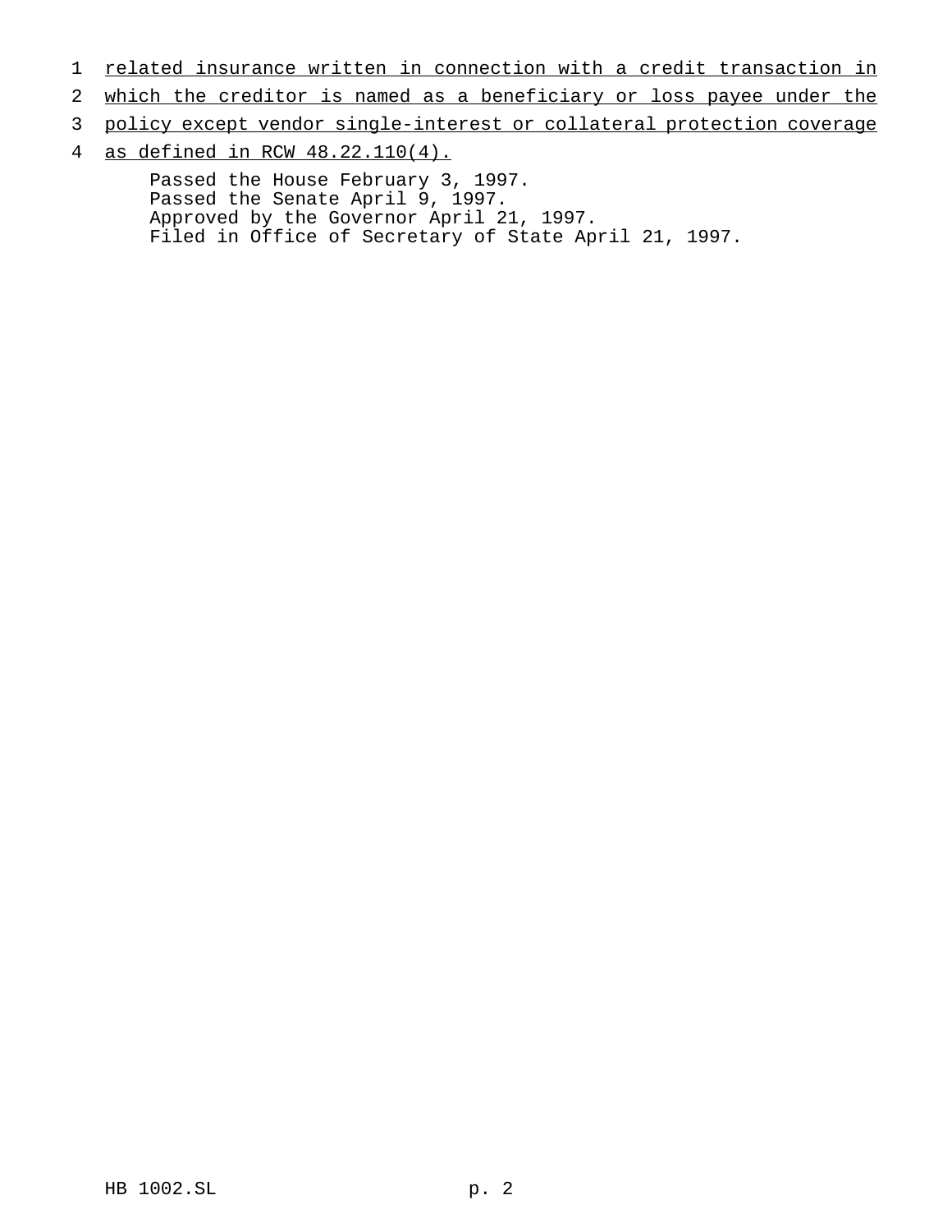related insurance written in connection with a credit transaction in which the creditor is named as a beneficiary or loss payee under the policy except vendor single-interest or collateral protection coverage as defined in RCW 48.22.110(4).

Passed the House February 3, 1997.
Passed the Senate April 9, 1997.
Approved by the Governor April 21, 1997.
Filed in Office of Secretary of State April 21, 1997.